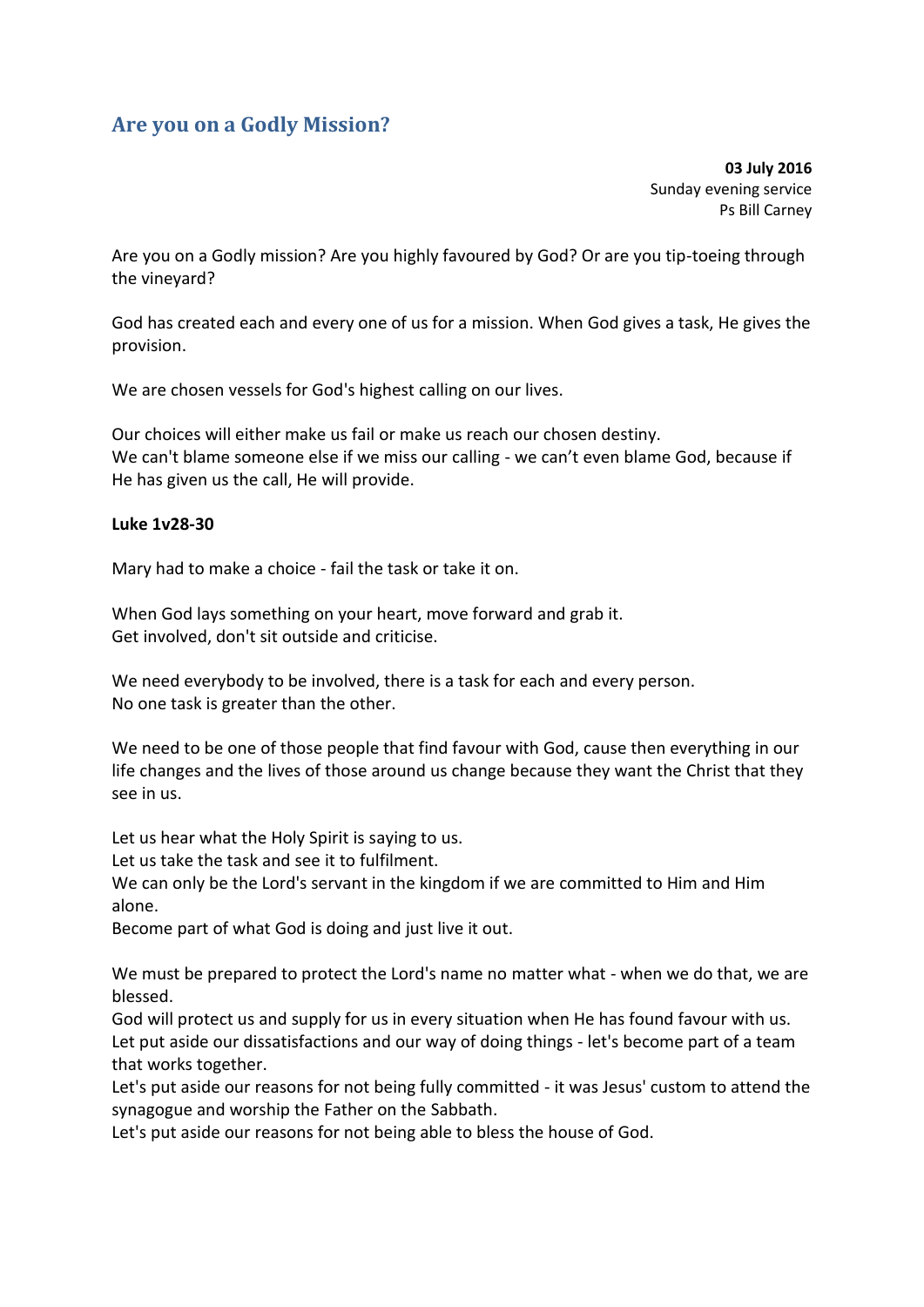## Are you on a Godly Mission?

**03 July 2016**
Sunday evening service
Ps Bill Carney

Are you on a Godly mission? Are you highly favoured by God? Or are you tip-toeing through the vineyard?

God has created each and every one of us for a mission. When God gives a task, He gives the provision.

We are chosen vessels for God's highest calling on our lives.

Our choices will either make us fail or make us reach our chosen destiny.
We can't blame someone else if we miss our calling - we can't even blame God, because if He has given us the call, He will provide.

**Luke 1v28-30**

Mary had to make a choice - fail the task or take it on.

When God lays something on your heart, move forward and grab it.
Get involved, don't sit outside and criticise.

We need everybody to be involved, there is a task for each and every person.
No one task is greater than the other.

We need to be one of those people that find favour with God, cause then everything in our life changes and the lives of those around us change because they want the Christ that they see in us.

Let us hear what the Holy Spirit is saying to us.
Let us take the task and see it to fulfilment.
We can only be the Lord's servant in the kingdom if we are committed to Him and Him alone.
Become part of what God is doing and just live it out.

We must be prepared to protect the Lord's name no matter what - when we do that, we are blessed.
God will protect us and supply for us in every situation when He has found favour with us.
Let put aside our dissatisfactions and our way of doing things - let's become part of a team that works together.
Let's put aside our reasons for not being fully committed - it was Jesus' custom to attend the synagogue and worship the Father on the Sabbath.
Let's put aside our reasons for not being able to bless the house of God.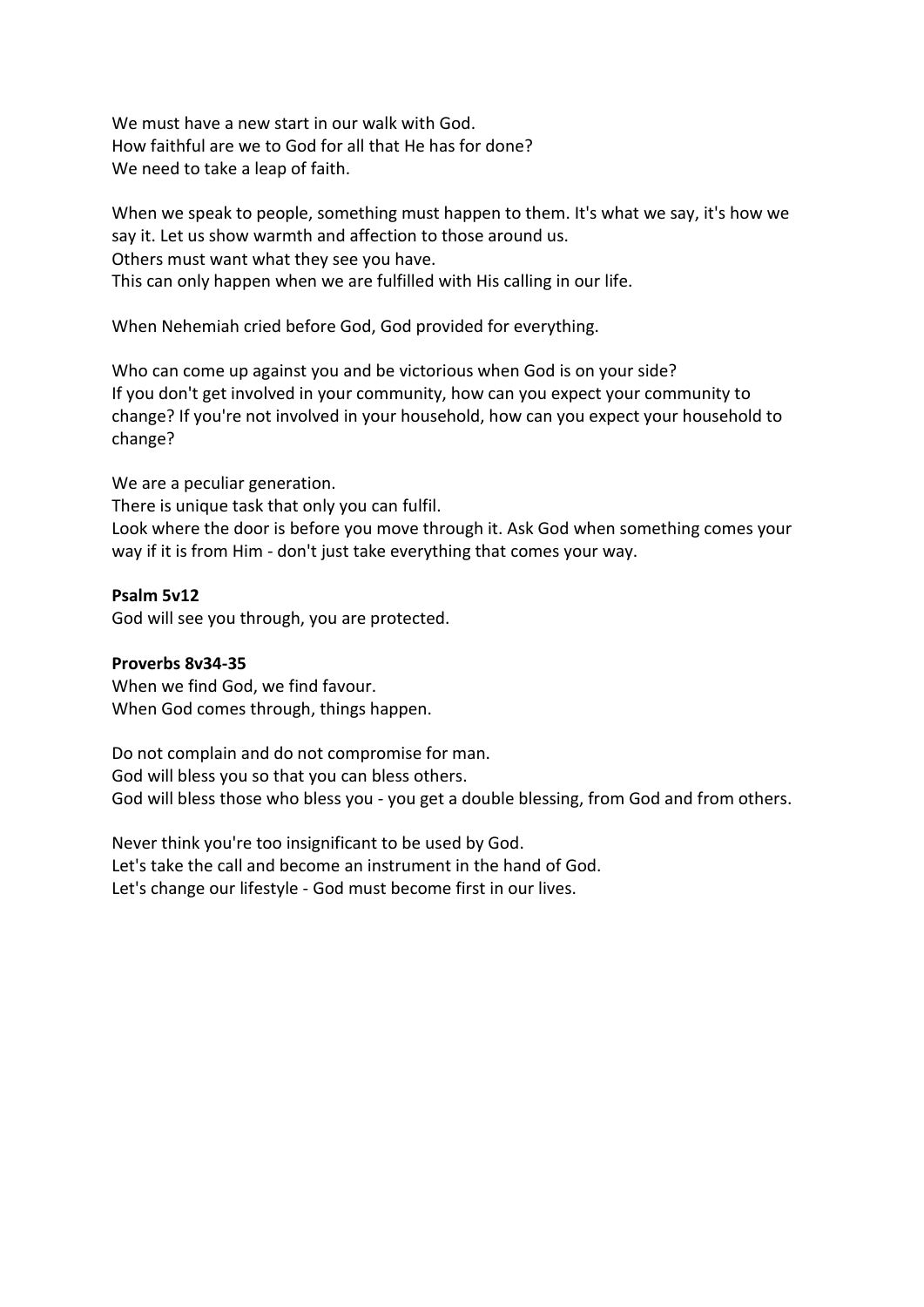We must have a new start in our walk with God.
How faithful are we to God for all that He has for done?
We need to take a leap of faith.

When we speak to people, something must happen to them. It's what we say, it's how we say it. Let us show warmth and affection to those around us.
Others must want what they see you have.
This can only happen when we are fulfilled with His calling in our life.

When Nehemiah cried before God, God provided for everything.

Who can come up against you and be victorious when God is on your side?
If you don't get involved in your community, how can you expect your community to change? If you're not involved in your household, how can you expect your household to change?

We are a peculiar generation.
There is unique task that only you can fulfil.
Look where the door is before you move through it. Ask God when something comes your way if it is from Him - don't just take everything that comes your way.

**Psalm 5v12**
God will see you through, you are protected.

**Proverbs 8v34-35**
When we find God, we find favour.
When God comes through, things happen.

Do not complain and do not compromise for man.
God will bless you so that you can bless others.
God will bless those who bless you - you get a double blessing, from God and from others.

Never think you're too insignificant to be used by God.
Let's take the call and become an instrument in the hand of God.
Let's change our lifestyle - God must become first in our lives.